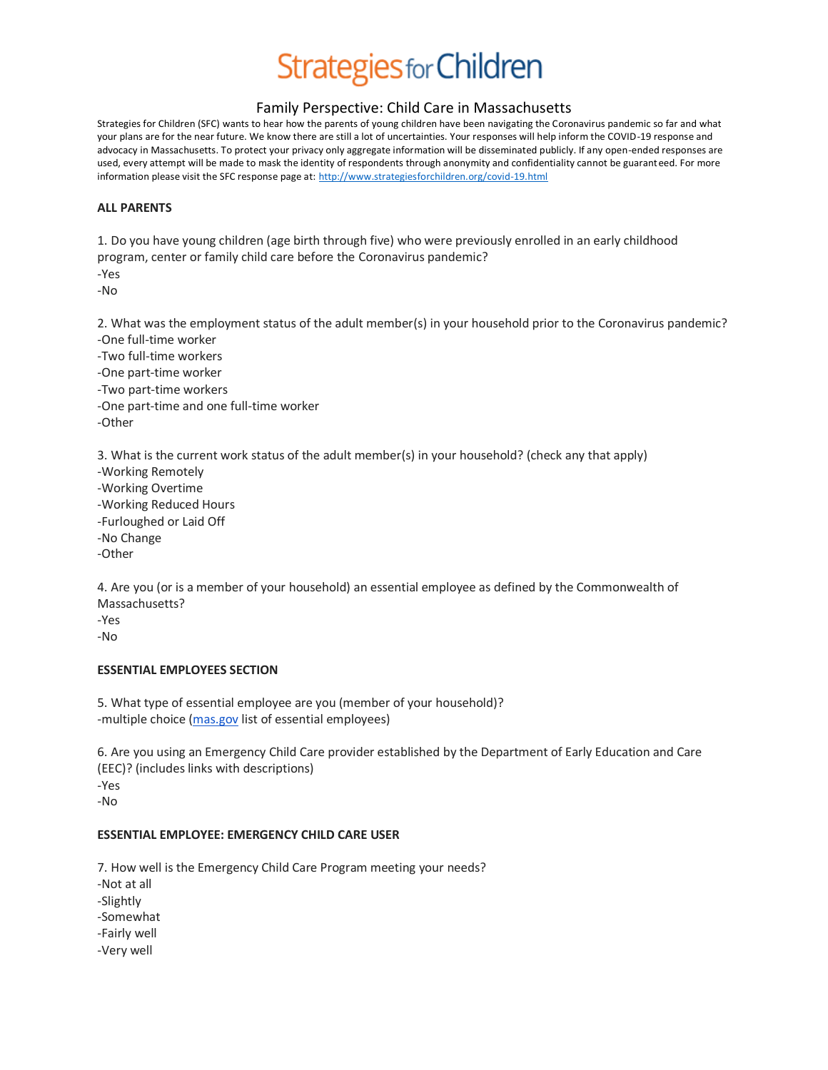# Strategies for Children

## Family Perspective: Child Care in Massachusetts

Strategies for Children (SFC) wants to hear how the parents of young children have been navigating the Coronavirus pandemic so far and what your plans are for the near future. We know there are still a lot of uncertainties. Your responses will help inform the COVID-19 response and advocacy in Massachusetts. To protect your privacy only aggregate information will be disseminated publicly. If any open-ended responses are used, every attempt will be made to mask the identity of respondents through anonymity and confidentiality cannot be guaranteed. For more information please visit the SFC response page at: [http://www.strategiesforchildren.org/covid-19.html](http://www.strategiesforchildren.org/covid-19.html)

**ALL PARENTS**

1. Do you have young children (age birth through five) who were previously enrolled in an early childhood program, center or family child care before the Coronavirus pandemic?
-Yes
-No

2. What was the employment status of the adult member(s) in your household prior to the Coronavirus pandemic?
-One full-time worker
-Two full-time workers
-One part-time worker
-Two part-time workers
-One part-time and one full-time worker
-Other

3. What is the current work status of the adult member(s) in your household? (check any that apply)
-Working Remotely
-Working Overtime
-Working Reduced Hours
-Furloughed or Laid Off
-No Change
-Other

4. Are you (or is a member of your household) an essential employee as defined by the Commonwealth of Massachusetts?
-Yes
-No

**ESSENTIAL EMPLOYEES SECTION**

5. What type of essential employee are you (member of your household)?
-multiple choice (mas.gov list of essential employees)

6. Are you using an Emergency Child Care provider established by the Department of Early Education and Care (EEC)? (includes links with descriptions)
-Yes
-No

**ESSENTIAL EMPLOYEE: EMERGENCY CHILD CARE USER**

7. How well is the Emergency Child Care Program meeting your needs?
-Not at all
-Slightly
-Somewhat
-Fairly well
-Very well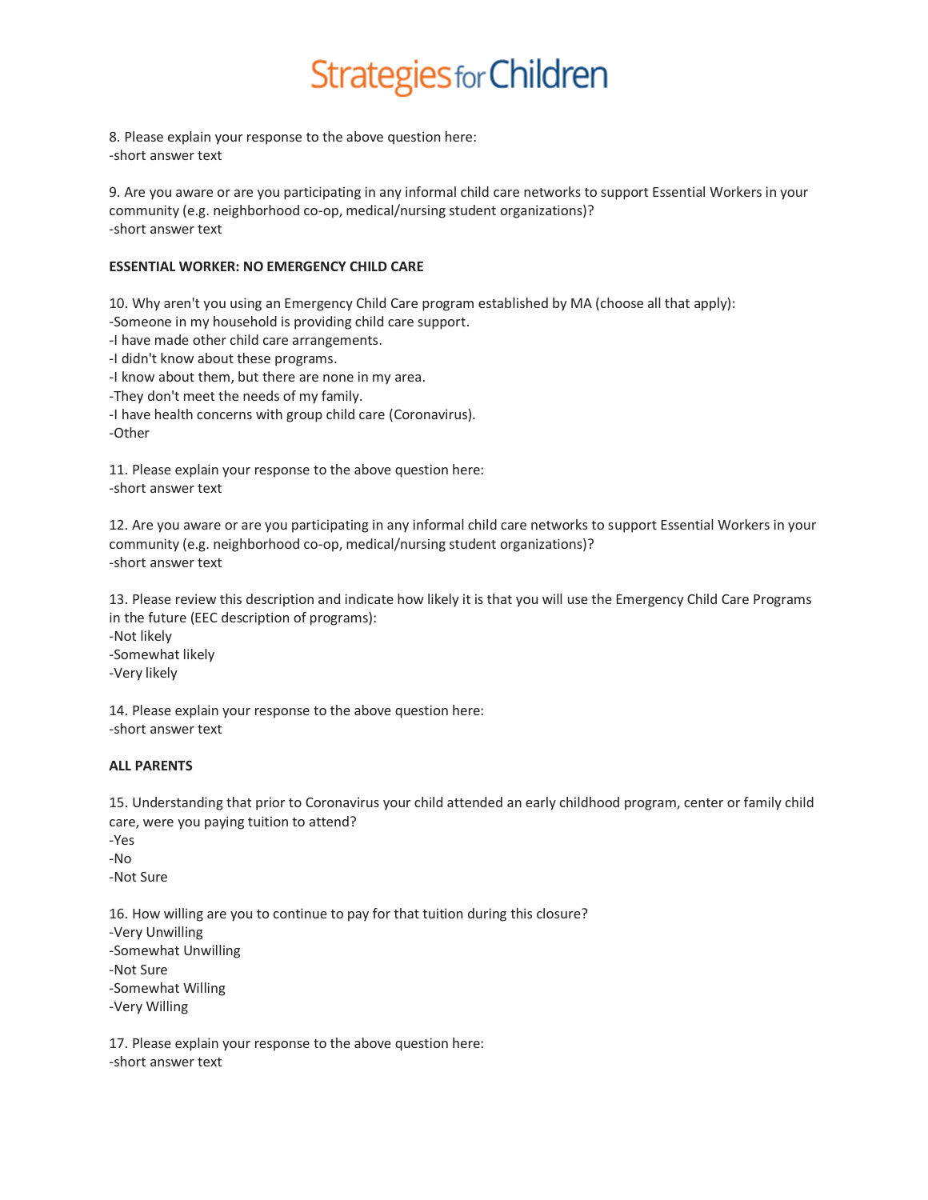8. Please explain your response to the above question here:
-short answer text

9. Are you aware or are you participating in any informal child care networks to support Essential Workers in your community (e.g. neighborhood co-op, medical/nursing student organizations)?
-short answer text

**ESSENTIAL WORKER: NO EMERGENCY CHILD CARE**

10. Why aren't you using an Emergency Child Care program established by MA (choose all that apply):
-Someone in my household is providing child care support.
-I have made other child care arrangements.
-I didn't know about these programs.
-I know about them, but there are none in my area.
-They don't meet the needs of my family.
-I have health concerns with group child care (Coronavirus).
-Other

11. Please explain your response to the above question here:
-short answer text

12. Are you aware or are you participating in any informal child care networks to support Essential Workers in your community (e.g. neighborhood co-op, medical/nursing student organizations)?
-short answer text

13. Please review this description and indicate how likely it is that you will use the Emergency Child Care Programs in the future (EEC description of programs):
-Not likely
-Somewhat likely
-Very likely

14. Please explain your response to the above question here:
-short answer text

**ALL PARENTS**

15. Understanding that prior to Coronavirus your child attended an early childhood program, center or family child care, were you paying tuition to attend?
-Yes
-No
-Not Sure

16. How willing are you to continue to pay for that tuition during this closure?
-Very Unwilling
-Somewhat Unwilling
-Not Sure
-Somewhat Willing
-Very Willing

17. Please explain your response to the above question here:
-short answer text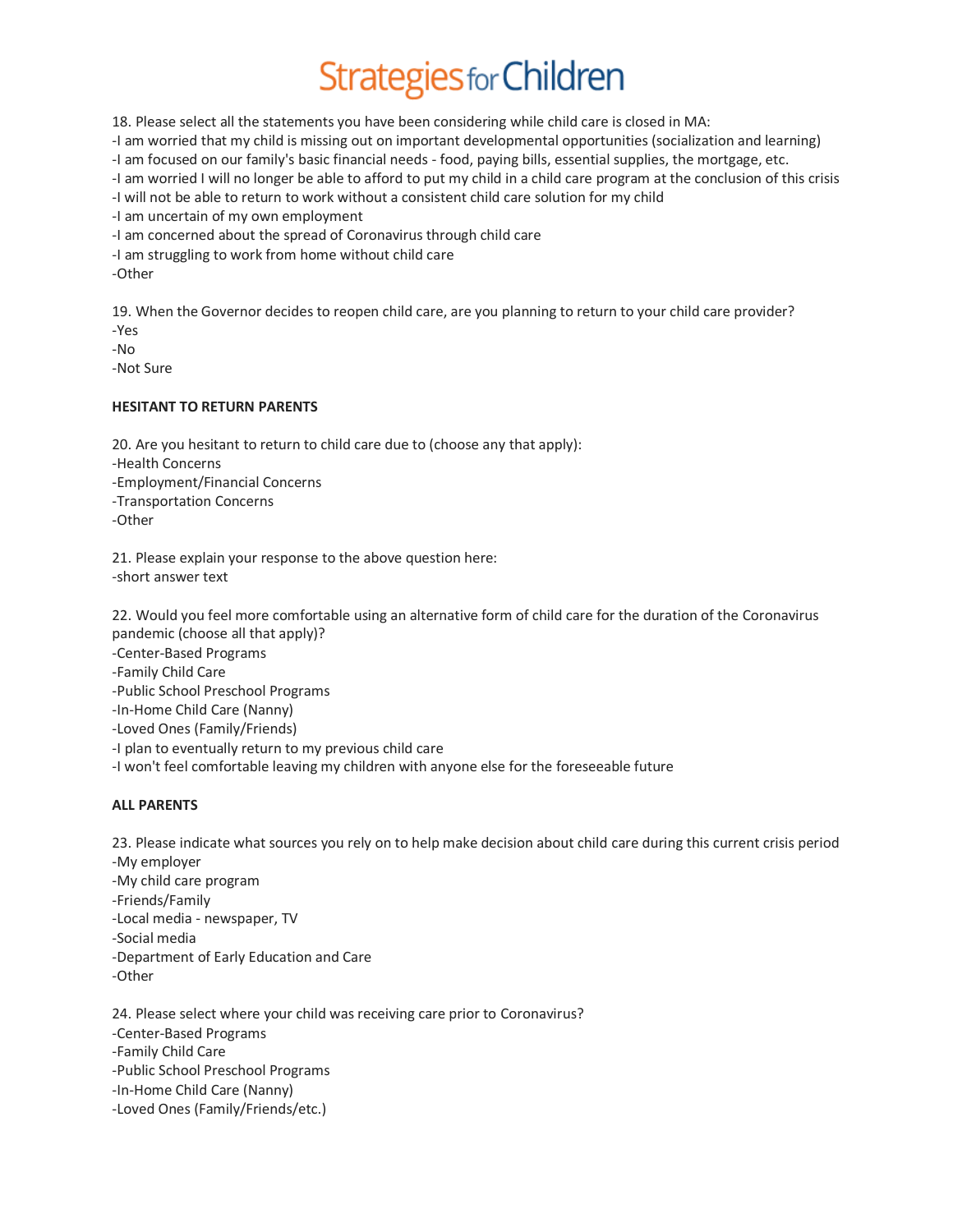18. Please select all the statements you have been considering while child care is closed in MA:
-I am worried that my child is missing out on important developmental opportunities (socialization and learning)
-I am focused on our family's basic financial needs - food, paying bills, essential supplies, the mortgage, etc.
-I am worried I will no longer be able to afford to put my child in a child care program at the conclusion of this crisis
-I will not be able to return to work without a consistent child care solution for my child
-I am uncertain of my own employment
-I am concerned about the spread of Coronavirus through child care
-I am struggling to work from home without child care
-Other

19. When the Governor decides to reopen child care, are you planning to return to your child care provider?
-Yes
-No
-Not Sure

**HESITANT TO RETURN PARENTS**

20. Are you hesitant to return to child care due to (choose any that apply):
-Health Concerns
-Employment/Financial Concerns
-Transportation Concerns
-Other

21. Please explain your response to the above question here:
-short answer text

22. Would you feel more comfortable using an alternative form of child care for the duration of the Coronavirus pandemic (choose all that apply)?
-Center-Based Programs
-Family Child Care
-Public School Preschool Programs
-In-Home Child Care (Nanny)
-Loved Ones (Family/Friends)
-I plan to eventually return to my previous child care
-I won't feel comfortable leaving my children with anyone else for the foreseeable future

**ALL PARENTS**

23. Please indicate what sources you rely on to help make decision about child care during this current crisis period
-My employer
-My child care program
-Friends/Family
-Local media - newspaper, TV
-Social media
-Department of Early Education and Care
-Other

24. Please select where your child was receiving care prior to Coronavirus?
-Center-Based Programs
-Family Child Care
-Public School Preschool Programs
-In-Home Child Care (Nanny)
-Loved Ones (Family/Friends/etc.)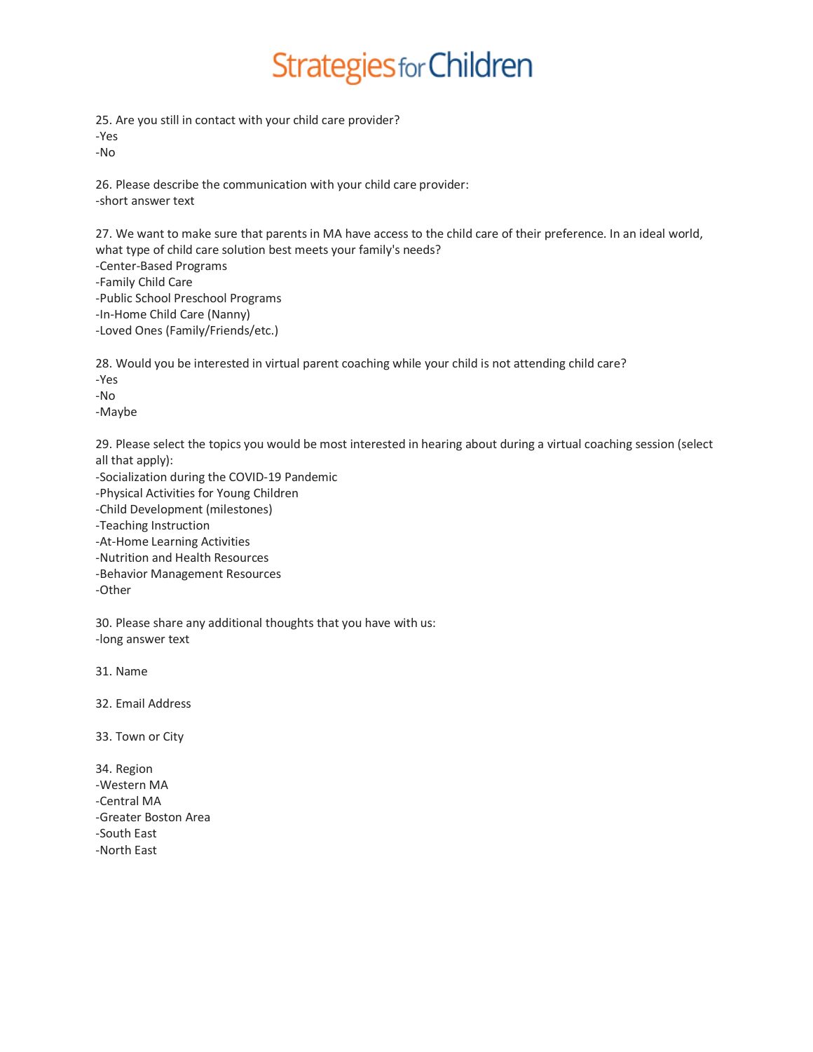25. Are you still in contact with your child care provider?
-Yes
-No

26. Please describe the communication with your child care provider:
-short answer text

27. We want to make sure that parents in MA have access to the child care of their preference. In an ideal world, what type of child care solution best meets your family's needs?
-Center-Based Programs
-Family Child Care
-Public School Preschool Programs
-In-Home Child Care (Nanny)
-Loved Ones (Family/Friends/etc.)

28. Would you be interested in virtual parent coaching while your child is not attending child care?
-Yes
-No
-Maybe

29. Please select the topics you would be most interested in hearing about during a virtual coaching session (select all that apply):
-Socialization during the COVID-19 Pandemic
-Physical Activities for Young Children
-Child Development (milestones)
-Teaching Instruction
-At-Home Learning Activities
-Nutrition and Health Resources
-Behavior Management Resources
-Other

30. Please share any additional thoughts that you have with us:
-long answer text

31. Name

32. Email Address

33. Town or City

34. Region
-Western MA
-Central MA
-Greater Boston Area
-South East
-North East